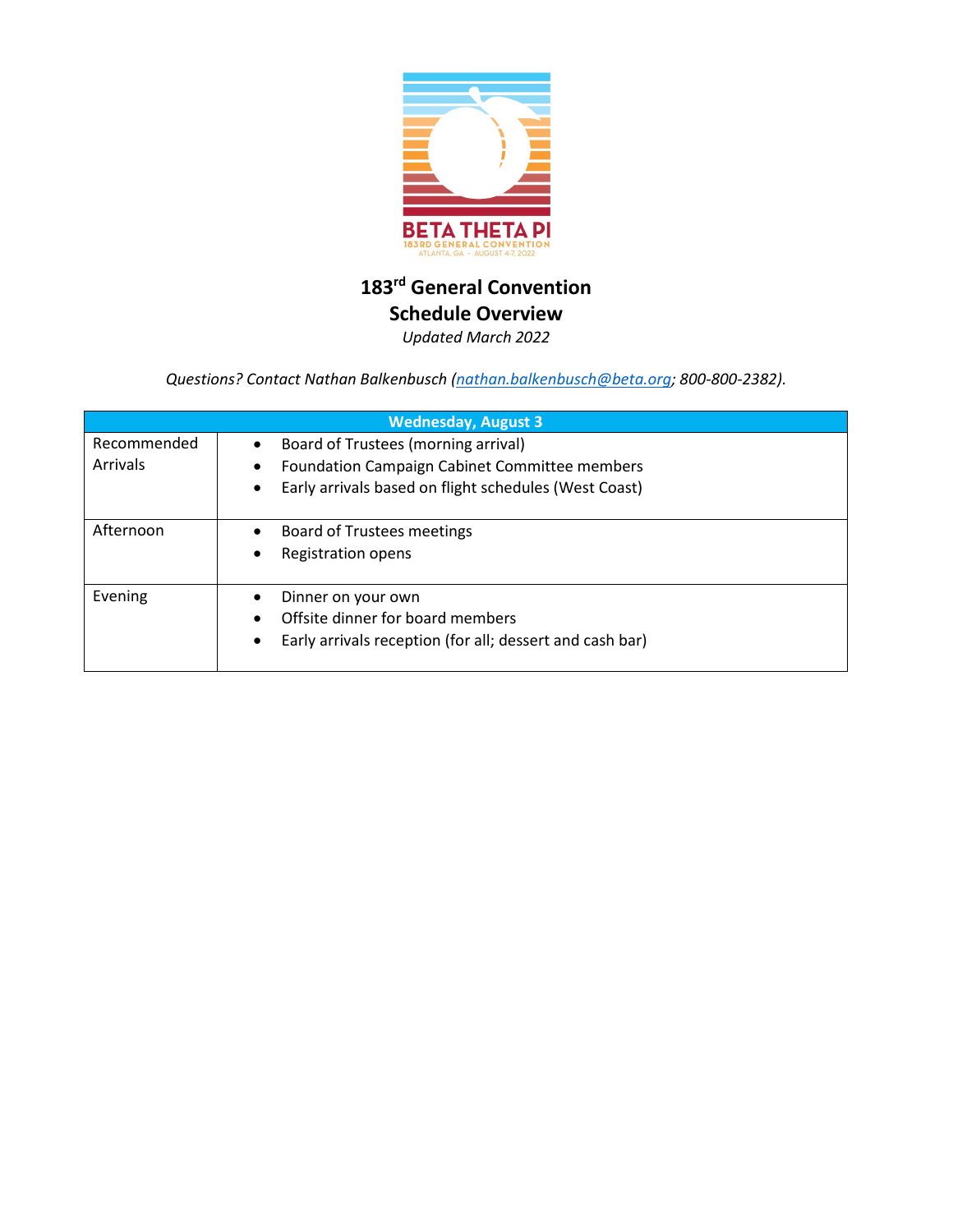# 183rd General Convention
## Schedule Overview

*Updated March 2022*

*Questions? Contact Nathan Balkenbusch ([nathan.balkenbusch@beta.org](mailto:nathan.balkenbusch@beta.org); 800-800-2382).*

| Wednesday, August 3 | |
|---|---|
| Recommended Arrivals | • Board of Trustees (morning arrival)<br>• Foundation Campaign Cabinet Committee members<br>• Early arrivals based on flight schedules (West Coast) |
| Afternoon | • Board of Trustees meetings<br>• Registration opens |
| Evening | • Dinner on your own<br>• Offsite dinner for board members<br>• Early arrivals reception (for all; dessert and cash bar) |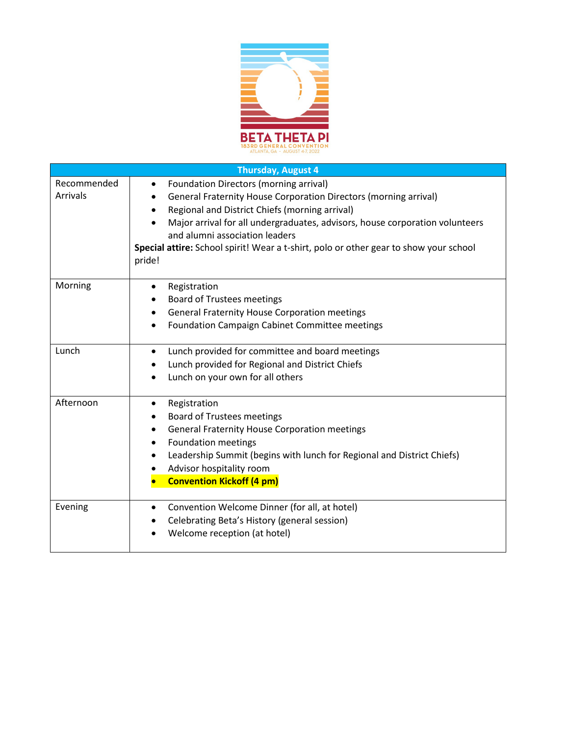BETA THETA PI
183RD GENERAL CONVENTION
ATLANTA, GA - AUGUST 4-7, 2022

| Thursday, August 4 | |
|---|---|
| Recommended Arrivals | • Foundation Directors (morning arrival)<br>• General Fraternity House Corporation Directors (morning arrival)<br>• Regional and District Chiefs (morning arrival)<br>• Major arrival for all undergraduates, advisors, house corporation volunteers and alumni association leaders<br>**Special attire:** School spirit! Wear a t-shirt, polo or other gear to show your school pride! |
| Morning | • Registration<br>• Board of Trustees meetings<br>• General Fraternity House Corporation meetings<br>• Foundation Campaign Cabinet Committee meetings |
| Lunch | • Lunch provided for committee and board meetings<br>• Lunch provided for Regional and District Chiefs<br>• Lunch on your own for all others |
| Afternoon | • Registration<br>• Board of Trustees meetings<br>• General Fraternity House Corporation meetings<br>• Foundation meetings<br>• Leadership Summit (begins with lunch for Regional and District Chiefs)<br>• Advisor hospitality room<br>• **Convention Kickoff (4 pm)** |
| Evening | • Convention Welcome Dinner (for all, at hotel)<br>• Celebrating Beta's History (general session)<br>• Welcome reception (at hotel) |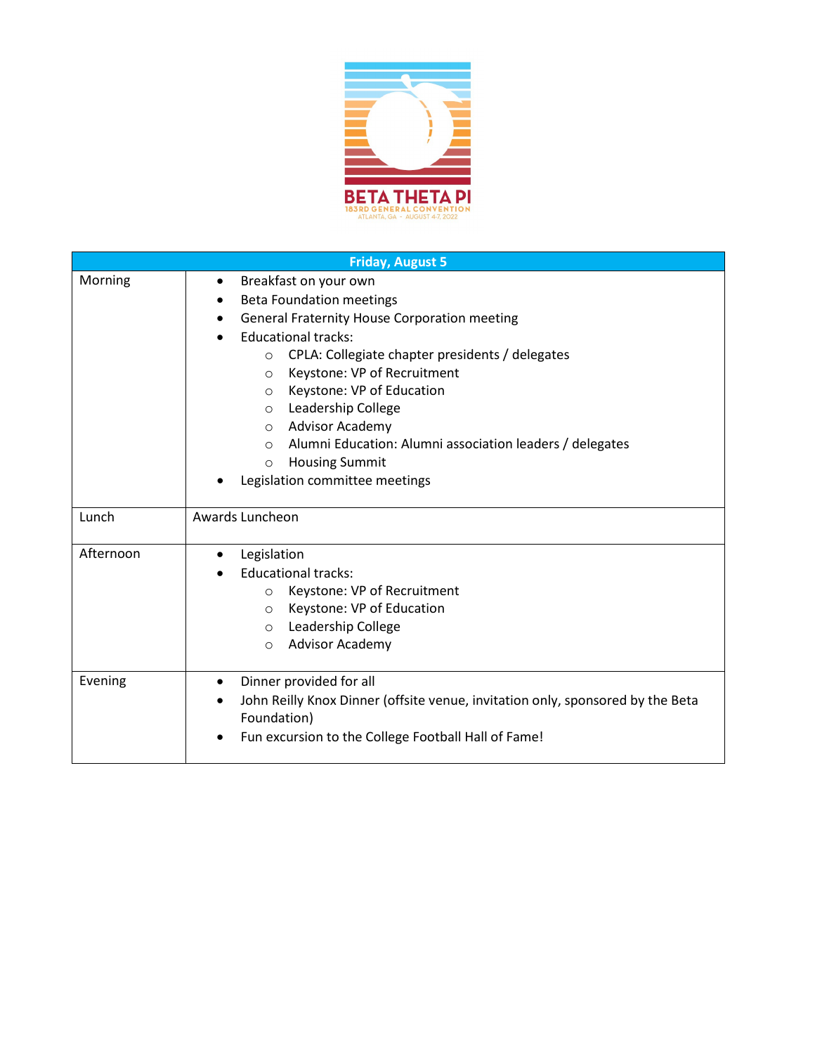BETA THETA PI

183RD GENERAL CONVENTION

ATLANTA, GA - AUGUST 4-7, 2022

| Friday, August 5 | |
|---|---|
| Morning | • Breakfast on your own<br>• Beta Foundation meetings<br>• General Fraternity House Corporation meeting<br>• Educational tracks:<br>  ○ CPLA: Collegiate chapter presidents / delegates<br>  ○ Keystone: VP of Recruitment<br>  ○ Keystone: VP of Education<br>  ○ Leadership College<br>  ○ Advisor Academy<br>  ○ Alumni Education: Alumni association leaders / delegates<br>  ○ Housing Summit<br>• Legislation committee meetings |
| Lunch | Awards Luncheon |
| Afternoon | • Legislation<br>• Educational tracks:<br>  ○ Keystone: VP of Recruitment<br>  ○ Keystone: VP of Education<br>  ○ Leadership College<br>  ○ Advisor Academy |
| Evening | • Dinner provided for all<br>• John Reilly Knox Dinner (offsite venue, invitation only, sponsored by the Beta Foundation)<br>• Fun excursion to the College Football Hall of Fame! |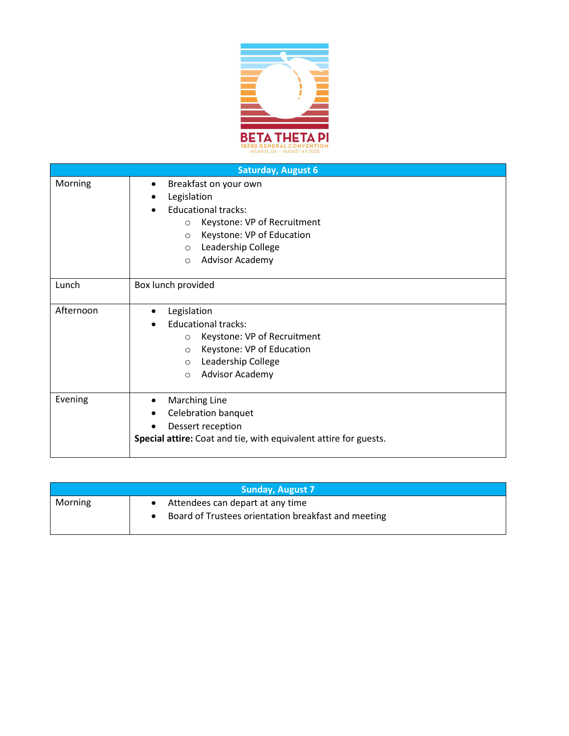BETA THETA PI
183RD GENERAL CONVENTION
ATLANTA, GA - AUGUST 4-7, 2022

| Saturday, August 6 | |
|---|---|
| Morning | • Breakfast on your own<br>• Legislation<br>• Educational tracks:<br>  ○ Keystone: VP of Recruitment<br>  ○ Keystone: VP of Education<br>  ○ Leadership College<br>  ○ Advisor Academy |
| Lunch | Box lunch provided |
| Afternoon | • Legislation<br>• Educational tracks:<br>  ○ Keystone: VP of Recruitment<br>  ○ Keystone: VP of Education<br>  ○ Leadership College<br>  ○ Advisor Academy |
| Evening | • Marching Line<br>• Celebration banquet<br>• Dessert reception<br>**Special attire:** Coat and tie, with equivalent attire for guests. |

| Sunday, August 7 | |
|---|---|
| Morning | • Attendees can depart at any time<br>• Board of Trustees orientation breakfast and meeting |